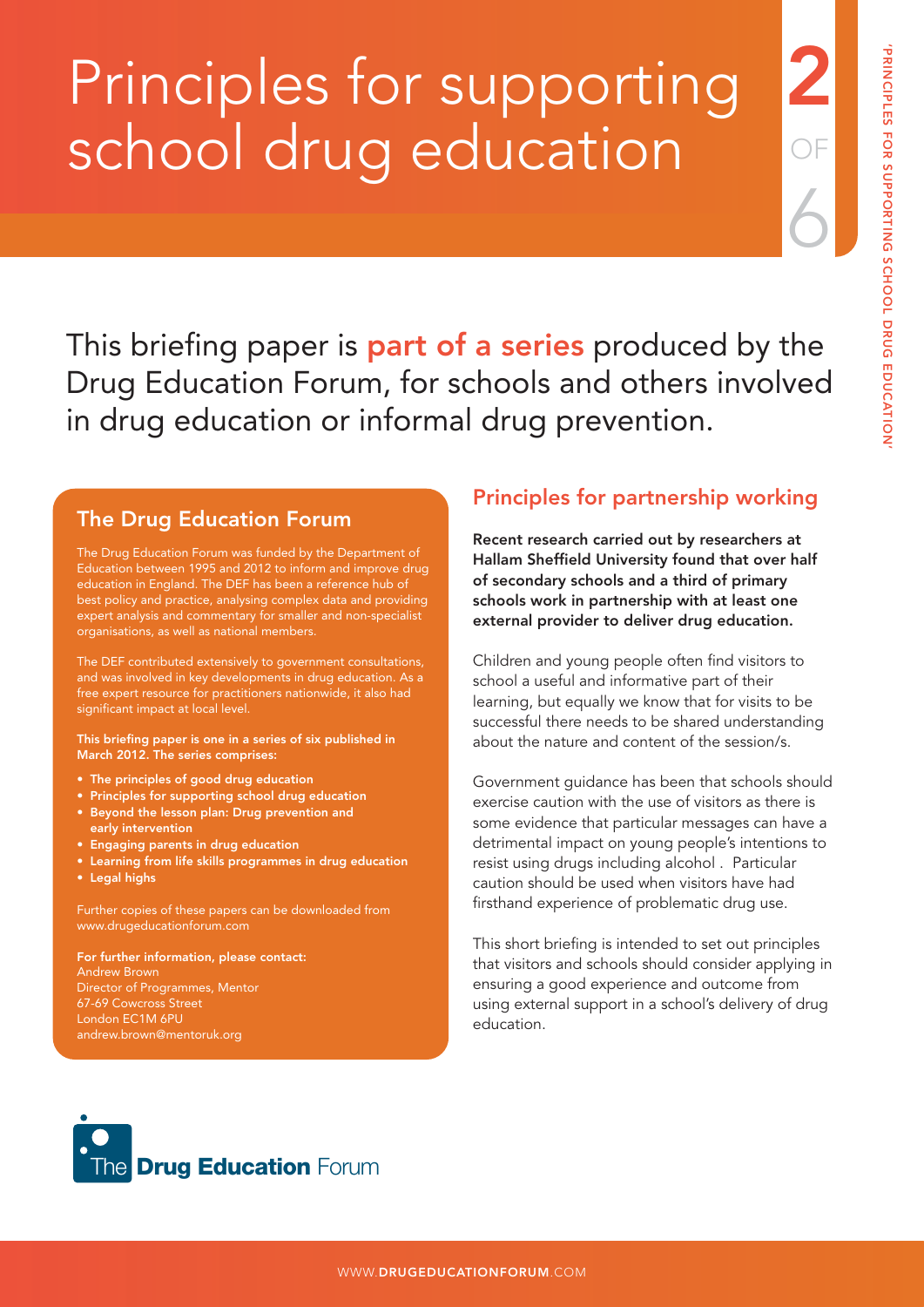# Principles for supporting school drug education

This briefing paper is **part of a series** produced by the Drug Education Forum, for schools and others involved in drug education or informal drug prevention.

## The Drug Education Forum

The Drug Education Forum was funded by the Department of Education between 1995 and 2012 to inform and improve drug education in England. The DEF has been a reference hub of best policy and practice, analysing complex data and providing expert analysis and commentary for smaller and non-specialist organisations, as well as national members.

The DEF contributed extensively to government consultations, and was involved in key developments in drug education. As a free expert resource for practitioners nationwide, it also had significant impact at local level.

**This briefing paper is one in a series of six published in March 2012. The series comprises:**

- **The principles of good drug education**
- **Principles for supporting school drug education**
- **Beyond the lesson plan: Drug prevention and early intervention**
- **Engaging parents in drug education**
- **Learning from life skills programmes in drug education**
- **Legal highs**

Further copies of these papers can be downloaded from www.drugeducationforum.com

**For further information, please contact:**
Andrew Brown
Director of Programmes, Mentor
67-69 Cowcross Street
London EC1M 6PU
andrew.brown@mentoruk.org

## Principles for partnership working

**Recent research carried out by researchers at Hallam Sheffield University found that over half of secondary schools and a third of primary schools work in partnership with at least one external provider to deliver drug education.**

Children and young people often find visitors to school a useful and informative part of their learning, but equally we know that for visits to be successful there needs to be shared understanding about the nature and content of the session/s.

Government guidance has been that schools should exercise caution with the use of visitors as there is some evidence that particular messages can have a detrimental impact on young people's intentions to resist using drugs including alcohol . Particular caution should be used when visitors have had firsthand experience of problematic drug use.

This short briefing is intended to set out principles that visitors and schools should consider applying in ensuring a good experience and outcome from using external support in a school's delivery of drug education.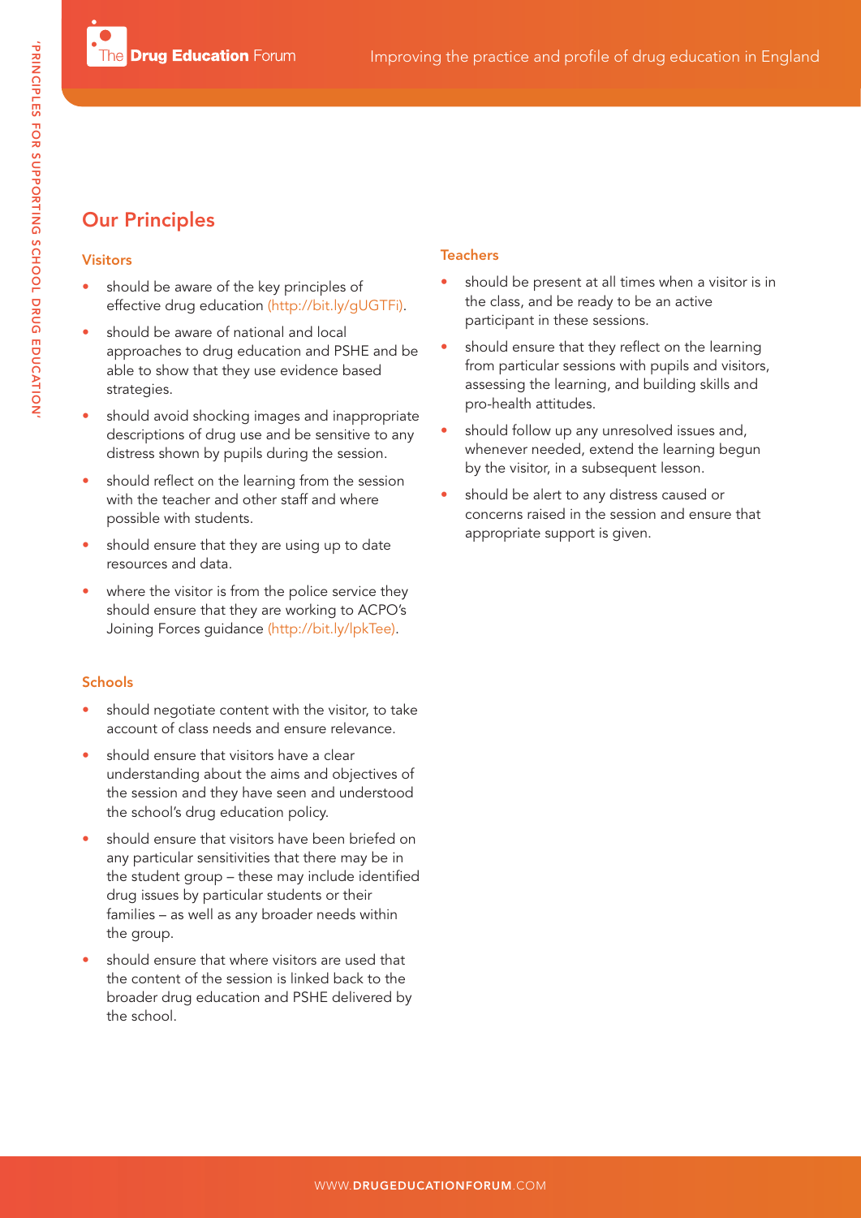## Our Principles

### Visitors

- should be aware of the key principles of effective drug education (http://bit.ly/gUGTFi).
- should be aware of national and local approaches to drug education and PSHE and be able to show that they use evidence based strategies.
- should avoid shocking images and inappropriate descriptions of drug use and be sensitive to any distress shown by pupils during the session.
- should reflect on the learning from the session with the teacher and other staff and where possible with students.
- should ensure that they are using up to date resources and data.
- where the visitor is from the police service they should ensure that they are working to ACPO's Joining Forces guidance (http://bit.ly/lpkTee).

### Schools

- should negotiate content with the visitor, to take account of class needs and ensure relevance.
- should ensure that visitors have a clear understanding about the aims and objectives of the session and they have seen and understood the school's drug education policy.
- should ensure that visitors have been briefed on any particular sensitivities that there may be in the student group – these may include identified drug issues by particular students or their families – as well as any broader needs within the group.
- should ensure that where visitors are used that the content of the session is linked back to the broader drug education and PSHE delivered by the school.

### Teachers

- should be present at all times when a visitor is in the class, and be ready to be an active participant in these sessions.
- should ensure that they reflect on the learning from particular sessions with pupils and visitors, assessing the learning, and building skills and pro-health attitudes.
- should follow up any unresolved issues and, whenever needed, extend the learning begun by the visitor, in a subsequent lesson.
- should be alert to any distress caused or concerns raised in the session and ensure that appropriate support is given.